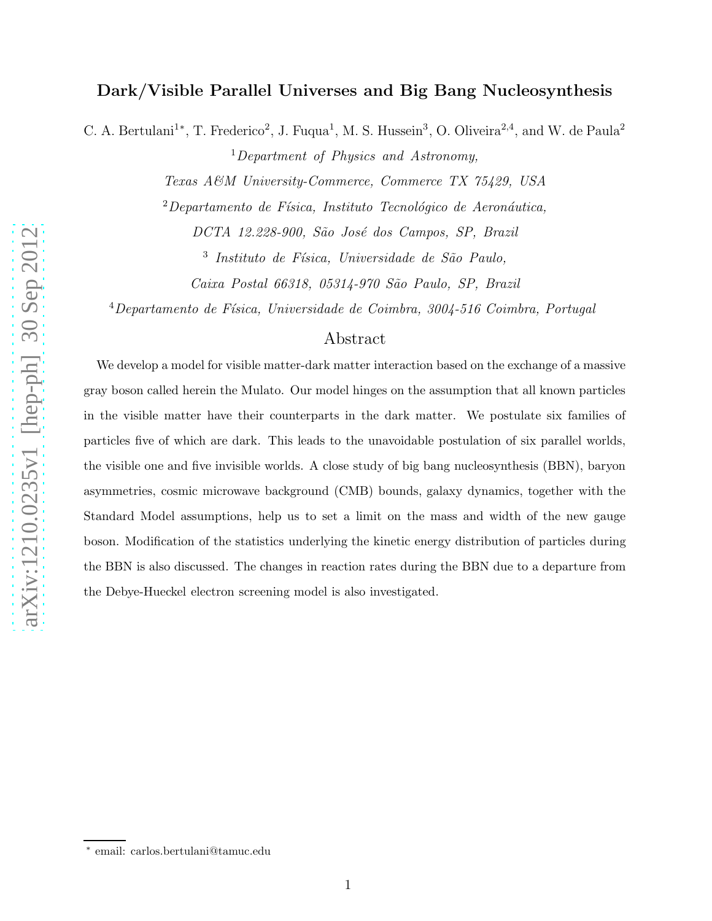# Dark/Visible Parallel Universes and Big Bang Nucleosynthesis

C. A. Bertulani[1*], T. Frederico[2], J. Fuqua[1], M. S. Hussein[3], O. Oliveira[2,4], and W. de Paula[2]

[1] *Department of Physics and Astronomy, Texas A&M University-Commerce, Commerce TX 75429, USA*

[2] *Departamento de Física, Instituto Tecnológico de Aeronáutica, DCTA 12.228-900, São José dos Campos, SP, Brazil*

[3] *Instituto de Física, Universidade de São Paulo, Caixa Postal 66318, 05314-970 São Paulo, SP, Brazil*

[4] *Departamento de Física, Universidade de Coimbra, 3004-516 Coimbra, Portugal*

## Abstract

We develop a model for visible matter-dark matter interaction based on the exchange of a massive gray boson called herein the Mulato. Our model hinges on the assumption that all known particles in the visible matter have their counterparts in the dark matter. We postulate six families of particles five of which are dark. This leads to the unavoidable postulation of six parallel worlds, the visible one and five invisible worlds. A close study of big bang nucleosynthesis (BBN), baryon asymmetries, cosmic microwave background (CMB) bounds, galaxy dynamics, together with the Standard Model assumptions, help us to set a limit on the mass and width of the new gauge boson. Modification of the statistics underlying the kinetic energy distribution of particles during the BBN is also discussed. The changes in reaction rates during the BBN due to a departure from the Debye-Hueckel electron screening model is also investigated.

---

[*] email: carlos.bertulani@tamuc.edu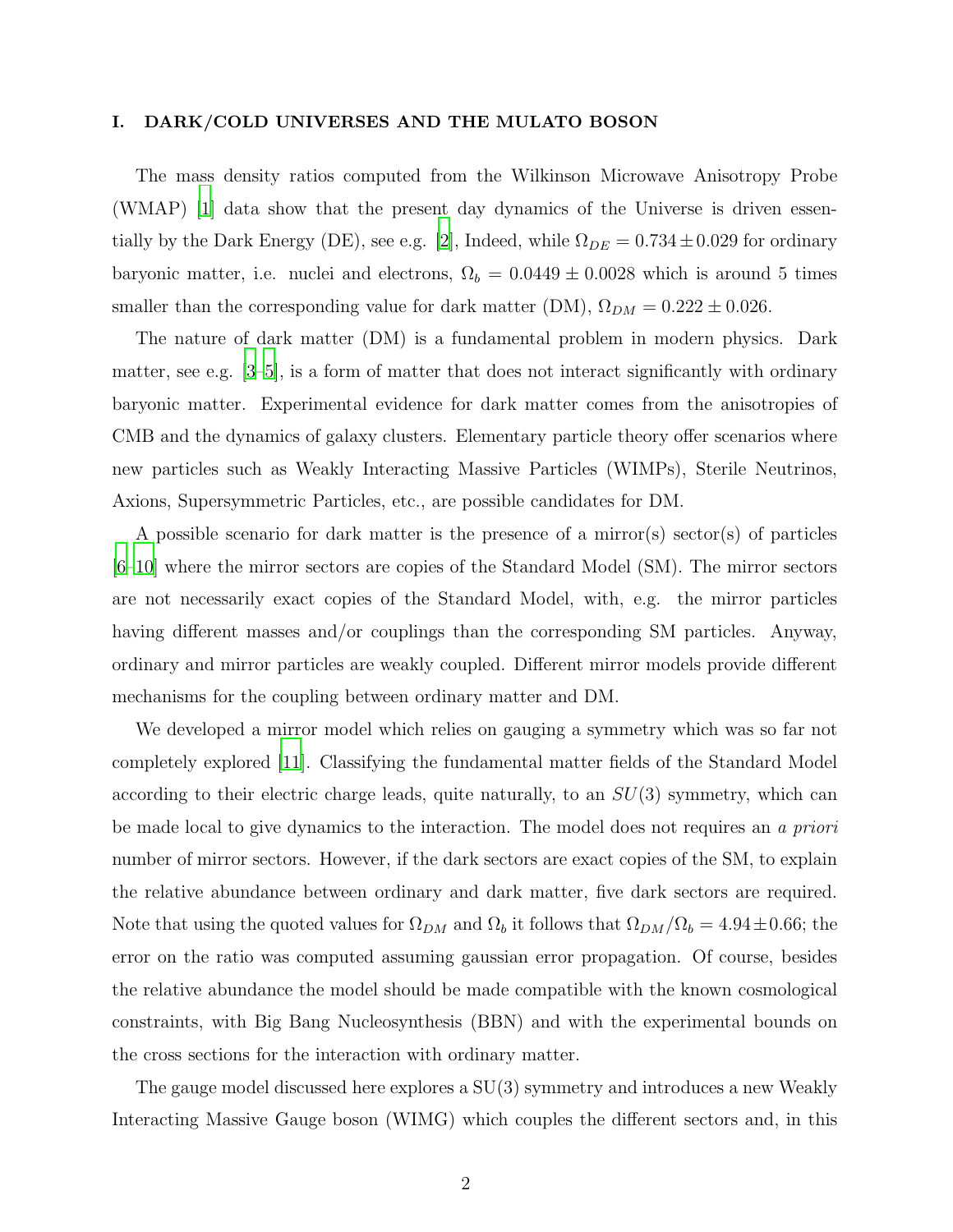## I. DARK/COLD UNIVERSES AND THE MULATO BOSON

The mass density ratios computed from the Wilkinson Microwave Anisotropy Probe (WMAP) [1] data show that the present day dynamics of the Universe is driven essentially by the Dark Energy (DE), see e.g. [2], Indeed, while $\Omega_{DE} = 0.734 \pm 0.029$ for ordinary baryonic matter, i.e. nuclei and electrons, $\Omega_b = 0.0449 \pm 0.0028$ which is around 5 times smaller than the corresponding value for dark matter (DM), $\Omega_{DM} = 0.222 \pm 0.026$.

The nature of dark matter (DM) is a fundamental problem in modern physics. Dark matter, see e.g. [3–5], is a form of matter that does not interact significantly with ordinary baryonic matter. Experimental evidence for dark matter comes from the anisotropies of CMB and the dynamics of galaxy clusters. Elementary particle theory offer scenarios where new particles such as Weakly Interacting Massive Particles (WIMPs), Sterile Neutrinos, Axions, Supersymmetric Particles, etc., are possible candidates for DM.

A possible scenario for dark matter is the presence of a mirror(s) sector(s) of particles [6–10] where the mirror sectors are copies of the Standard Model (SM). The mirror sectors are not necessarily exact copies of the Standard Model, with, e.g. the mirror particles having different masses and/or couplings than the corresponding SM particles. Anyway, ordinary and mirror particles are weakly coupled. Different mirror models provide different mechanisms for the coupling between ordinary matter and DM.

We developed a mirror model which relies on gauging a symmetry which was so far not completely explored [11]. Classifying the fundamental matter fields of the Standard Model according to their electric charge leads, quite naturally, to an $SU(3)$ symmetry, which can be made local to give dynamics to the interaction. The model does not requires an *a priori* number of mirror sectors. However, if the dark sectors are exact copies of the SM, to explain the relative abundance between ordinary and dark matter, five dark sectors are required. Note that using the quoted values for $\Omega_{DM}$ and $\Omega_b$ it follows that $\Omega_{DM}/\Omega_b = 4.94 \pm 0.66$; the error on the ratio was computed assuming gaussian error propagation. Of course, besides the relative abundance the model should be made compatible with the known cosmological constraints, with Big Bang Nucleosynthesis (BBN) and with the experimental bounds on the cross sections for the interaction with ordinary matter.

The gauge model discussed here explores a SU(3) symmetry and introduces a new Weakly Interacting Massive Gauge boson (WIMG) which couples the different sectors and, in this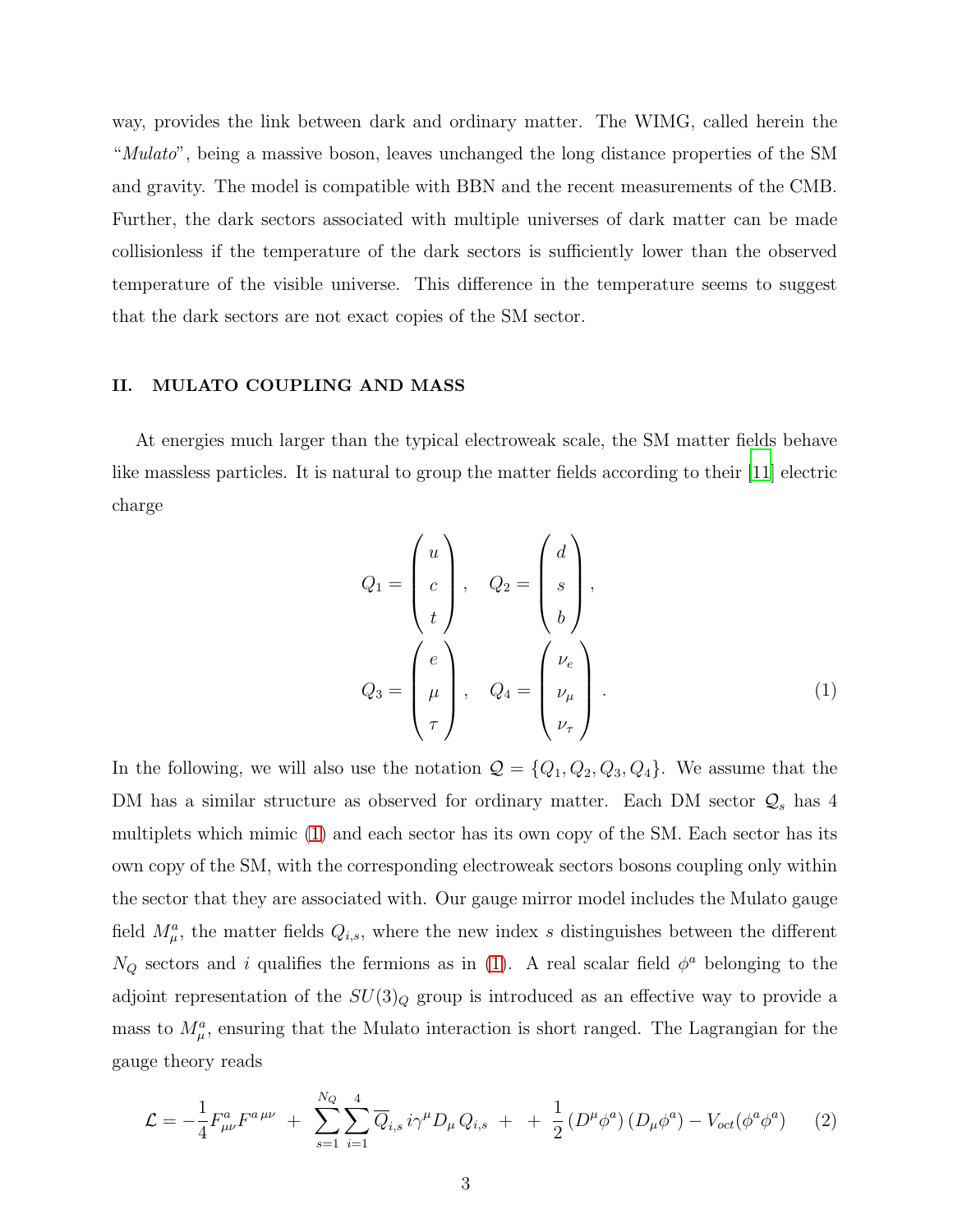way, provides the link between dark and ordinary matter. The WIMG, called herein the "*Mulato*", being a massive boson, leaves unchanged the long distance properties of the SM and gravity. The model is compatible with BBN and the recent measurements of the CMB. Further, the dark sectors associated with multiple universes of dark matter can be made collisionless if the temperature of the dark sectors is sufficiently lower than the observed temperature of the visible universe. This difference in the temperature seems to suggest that the dark sectors are not exact copies of the SM sector.

## II. MULATO COUPLING AND MASS

At energies much larger than the typical electroweak scale, the SM matter fields behave like massless particles. It is natural to group the matter fields according to their [11] electric charge

$$
Q_1 = \begin{pmatrix} u \\ c \\ t \end{pmatrix}, \quad Q_2 = \begin{pmatrix} d \\ s \\ b \end{pmatrix},
$$
$$
Q_3 = \begin{pmatrix} e \\ \mu \\ \tau \end{pmatrix}, \quad Q_4 = \begin{pmatrix} \nu_e \\ \nu_\mu \\ \nu_\tau \end{pmatrix}. \tag{1}
$$

In the following, we will also use the notation $\mathcal{Q} = \{Q_1, Q_2, Q_3, Q_4\}$. We assume that the DM has a similar structure as observed for ordinary matter. Each DM sector $\mathcal{Q}_s$ has 4 multiplets which mimic (1) and each sector has its own copy of the SM. Each sector has its own copy of the SM, with the corresponding electroweak sectors bosons coupling only within the sector that they are associated with. Our gauge mirror model includes the Mulato gauge field $M^a_\mu$, the matter fields $Q_{i,s}$, where the new index $s$ distinguishes between the different $N_Q$ sectors and $i$ qualifies the fermions as in (1). A real scalar field $\phi^a$ belonging to the adjoint representation of the $SU(3)_Q$ group is introduced as an effective way to provide a mass to $M^a_\mu$, ensuring that the Mulato interaction is short ranged. The Lagrangian for the gauge theory reads

$$
\mathcal{L} = -\frac{1}{4} F^a_{\mu\nu} F^{a\,\mu\nu} \; + \; \sum_{s=1}^{N_Q} \sum_{i=1}^{4} \overline{Q}_{i,s} \, i\gamma^\mu D_\mu \, Q_{i,s} \; + \; + \; \frac{1}{2} \left(D^\mu \phi^a\right) \left(D_\mu \phi^a\right) - V_{oct}(\phi^a \phi^a) \tag{2}
$$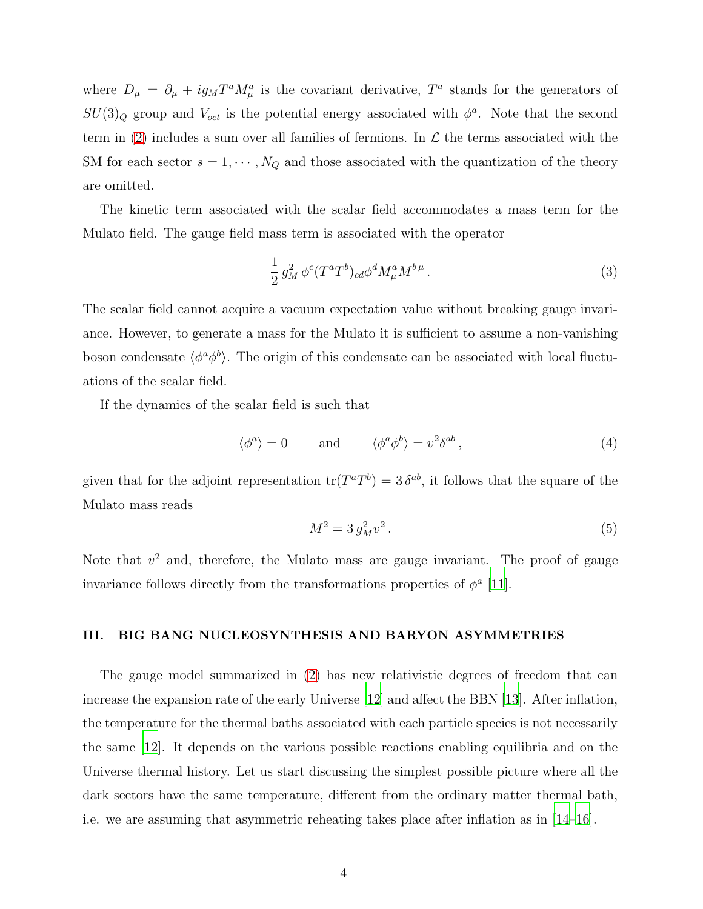where $D_\mu = \partial_\mu + i g_M T^a M^a_\mu$ is the covariant derivative, $T^a$ stands for the generators of $SU(3)_Q$ group and $V_{oct}$ is the potential energy associated with $\phi^a$. Note that the second term in (2) includes a sum over all families of fermions. In $\mathcal{L}$ the terms associated with the SM for each sector $s = 1, \cdots, N_Q$ and those associated with the quantization of the theory are omitted.

The kinetic term associated with the scalar field accommodates a mass term for the Mulato field. The gauge field mass term is associated with the operator

$$\frac{1}{2}\, g_M^2\, \phi^c (T^a T^b)_{cd} \phi^d M^a_\mu M^{b\,\mu}\,. \tag{3}$$

The scalar field cannot acquire a vacuum expectation value without breaking gauge invariance. However, to generate a mass for the Mulato it is sufficient to assume a non-vanishing boson condensate $\langle \phi^a \phi^b \rangle$. The origin of this condensate can be associated with local fluctuations of the scalar field.

If the dynamics of the scalar field is such that

$$\langle \phi^a \rangle = 0 \qquad \text{and} \qquad \langle \phi^a \phi^b \rangle = v^2 \delta^{ab}\,, \tag{4}$$

given that for the adjoint representation $\mathrm{tr}(T^a T^b) = 3\,\delta^{ab}$, it follows that the square of the Mulato mass reads

$$M^2 = 3\, g_M^2 v^2\,. \tag{5}$$

Note that $v^2$ and, therefore, the Mulato mass are gauge invariant. The proof of gauge invariance follows directly from the transformations properties of $\phi^a$ [11].

## III. BIG BANG NUCLEOSYNTHESIS AND BARYON ASYMMETRIES

The gauge model summarized in (2) has new relativistic degrees of freedom that can increase the expansion rate of the early Universe [12] and affect the BBN [13]. After inflation, the temperature for the thermal baths associated with each particle species is not necessarily the same [12]. It depends on the various possible reactions enabling equilibria and on the Universe thermal history. Let us start discussing the simplest possible picture where all the dark sectors have the same temperature, different from the ordinary matter thermal bath, i.e. we are assuming that asymmetric reheating takes place after inflation as in [14–16].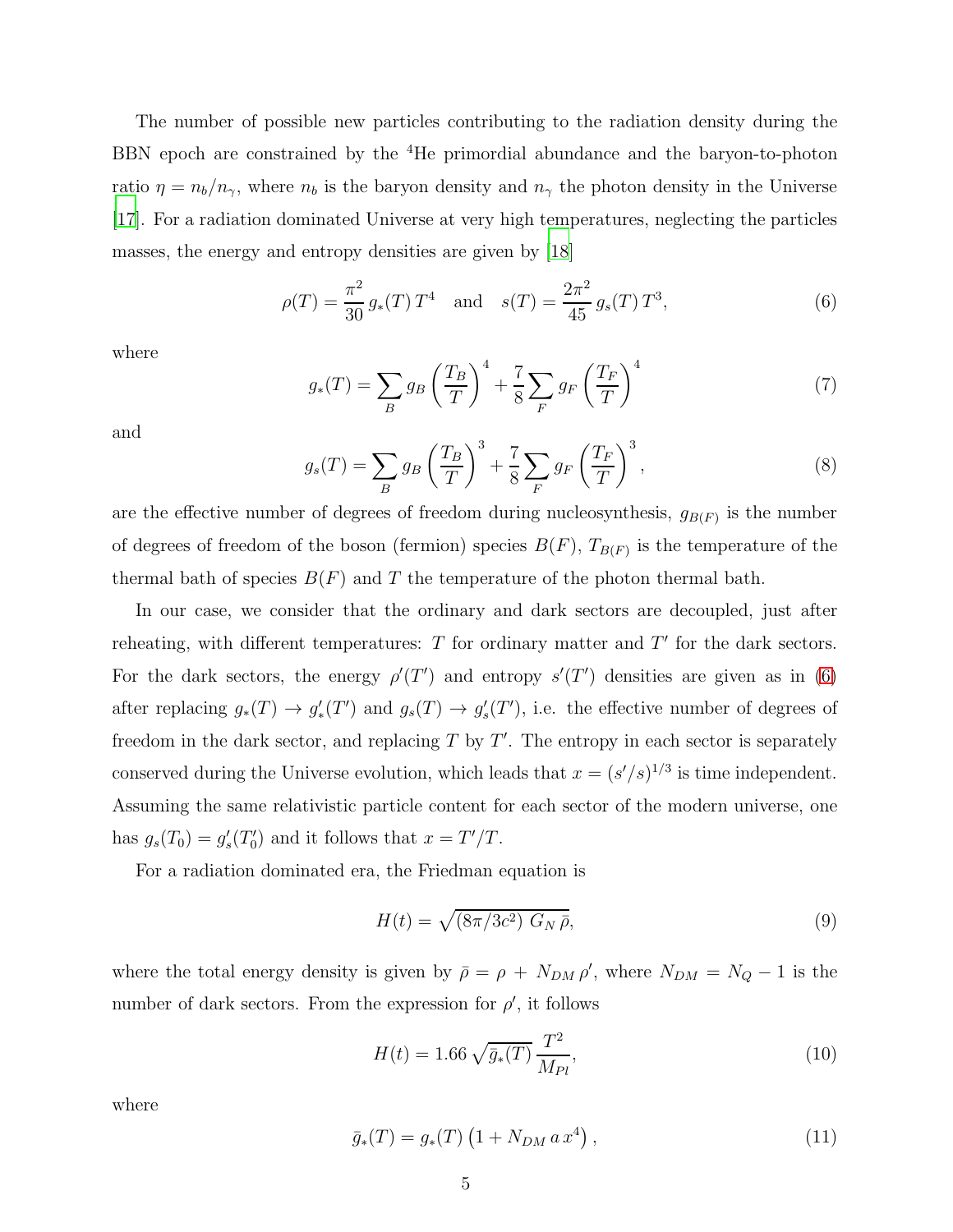The number of possible new particles contributing to the radiation density during the BBN epoch are constrained by the $^4$He primordial abundance and the baryon-to-photon ratio $\eta = n_b/n_\gamma$, where $n_b$ is the baryon density and $n_\gamma$ the photon density in the Universe [17]. For a radiation dominated Universe at very high temperatures, neglecting the particles masses, the energy and entropy densities are given by [18]

$$\rho(T) = \frac{\pi^2}{30}\, g_*(T)\, T^4 \quad \text{and} \quad s(T) = \frac{2\pi^2}{45}\, g_s(T)\, T^3, \tag{6}$$

where

$$g_*(T) = \sum_B g_B \left(\frac{T_B}{T}\right)^4 + \frac{7}{8} \sum_F g_F \left(\frac{T_F}{T}\right)^4 \tag{7}$$

and

$$g_s(T) = \sum_B g_B \left(\frac{T_B}{T}\right)^3 + \frac{7}{8} \sum_F g_F \left(\frac{T_F}{T}\right)^3, \tag{8}$$

are the effective number of degrees of freedom during nucleosynthesis, $g_{B(F)}$ is the number of degrees of freedom of the boson (fermion) species $B(F)$, $T_{B(F)}$ is the temperature of the thermal bath of species $B(F)$ and $T$ the temperature of the photon thermal bath.

In our case, we consider that the ordinary and dark sectors are decoupled, just after reheating, with different temperatures: $T$ for ordinary matter and $T'$ for the dark sectors. For the dark sectors, the energy $\rho'(T')$ and entropy $s'(T')$ densities are given as in (6) after replacing $g_*(T) \to g'_*(T')$ and $g_s(T) \to g'_s(T')$, i.e. the effective number of degrees of freedom in the dark sector, and replacing $T$ by $T'$. The entropy in each sector is separately conserved during the Universe evolution, which leads that $x = (s'/s)^{1/3}$ is time independent. Assuming the same relativistic particle content for each sector of the modern universe, one has $g_s(T_0) = g'_s(T'_0)$ and it follows that $x = T'/T$.

For a radiation dominated era, the Friedman equation is

$$H(t) = \sqrt{(8\pi/3c^2)\; G_N\, \bar{\rho}}, \tag{9}$$

where the total energy density is given by $\bar{\rho} = \rho + N_{DM}\, \rho'$, where $N_{DM} = N_Q - 1$ is the number of dark sectors. From the expression for $\rho'$, it follows

$$H(t) = 1.66\, \sqrt{\bar{g}_*(T)}\, \frac{T^2}{M_{Pl}}, \tag{10}$$

where

$$\bar{g}_*(T) = g_*(T)\left(1 + N_{DM}\, a\, x^4\right), \tag{11}$$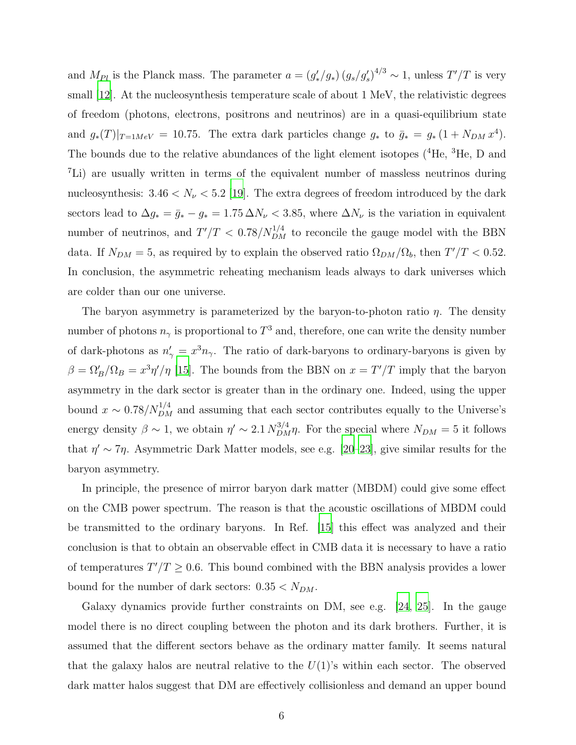and $M_{Pl}$ is the Planck mass. The parameter $a = (g'_*/g_*)\,(g_s/g'_s)^{4/3} \sim 1$, unless $T'/T$ is very small [12]. At the nucleosynthesis temperature scale of about 1 MeV, the relativistic degrees of freedom (photons, electrons, positrons and neutrinos) are in a quasi-equilibrium state and $g_*(T)|_{T=1MeV} = 10.75$. The extra dark particles change $g_*$ to $\bar{g}_* = g_*\,(1 + N_{DM}\,x^4)$. The bounds due to the relative abundances of the light element isotopes ($^4$He, $^3$He, D and $^7$Li) are usually written in terms of the equivalent number of massless neutrinos during nucleosynthesis: $3.46 < N_\nu < 5.2$ [19]. The extra degrees of freedom introduced by the dark sectors lead to $\Delta g_* = \bar{g}_* - g_* = 1.75\,\Delta N_\nu < 3.85$, where $\Delta N_\nu$ is the variation in equivalent number of neutrinos, and $T'/T < 0.78/N_{DM}^{1/4}$ to reconcile the gauge model with the BBN data. If $N_{DM} = 5$, as required by to explain the observed ratio $\Omega_{DM}/\Omega_b$, then $T'/T < 0.52$. In conclusion, the asymmetric reheating mechanism leads always to dark universes which are colder than our one universe.

The baryon asymmetry is parameterized by the baryon-to-photon ratio $\eta$. The density number of photons $n_\gamma$ is proportional to $T^3$ and, therefore, one can write the density number of dark-photons as $n'_\gamma = x^3 n_\gamma$. The ratio of dark-baryons to ordinary-baryons is given by $\beta = \Omega'_B/\Omega_B = x^3\eta'/\eta$ [15]. The bounds from the BBN on $x = T'/T$ imply that the baryon asymmetry in the dark sector is greater than in the ordinary one. Indeed, using the upper bound $x \sim 0.78/N_{DM}^{1/4}$ and assuming that each sector contributes equally to the Universe's energy density $\beta \sim 1$, we obtain $\eta' \sim 2.1\,N_{DM}^{3/4}\eta$. For the special where $N_{DM} = 5$ it follows that $\eta' \sim 7\eta$. Asymmetric Dark Matter models, see e.g. [20–23], give similar results for the baryon asymmetry.

In principle, the presence of mirror baryon dark matter (MBDM) could give some effect on the CMB power spectrum. The reason is that the acoustic oscillations of MBDM could be transmitted to the ordinary baryons. In Ref. [15] this effect was analyzed and their conclusion is that to obtain an observable effect in CMB data it is necessary to have a ratio of temperatures $T'/T \geq 0.6$. This bound combined with the BBN analysis provides a lower bound for the number of dark sectors: $0.35 < N_{DM}$.

Galaxy dynamics provide further constraints on DM, see e.g. [24, 25]. In the gauge model there is no direct coupling between the photon and its dark brothers. Further, it is assumed that the different sectors behave as the ordinary matter family. It seems natural that the galaxy halos are neutral relative to the $U(1)$'s within each sector. The observed dark matter halos suggest that DM are effectively collisionless and demand an upper bound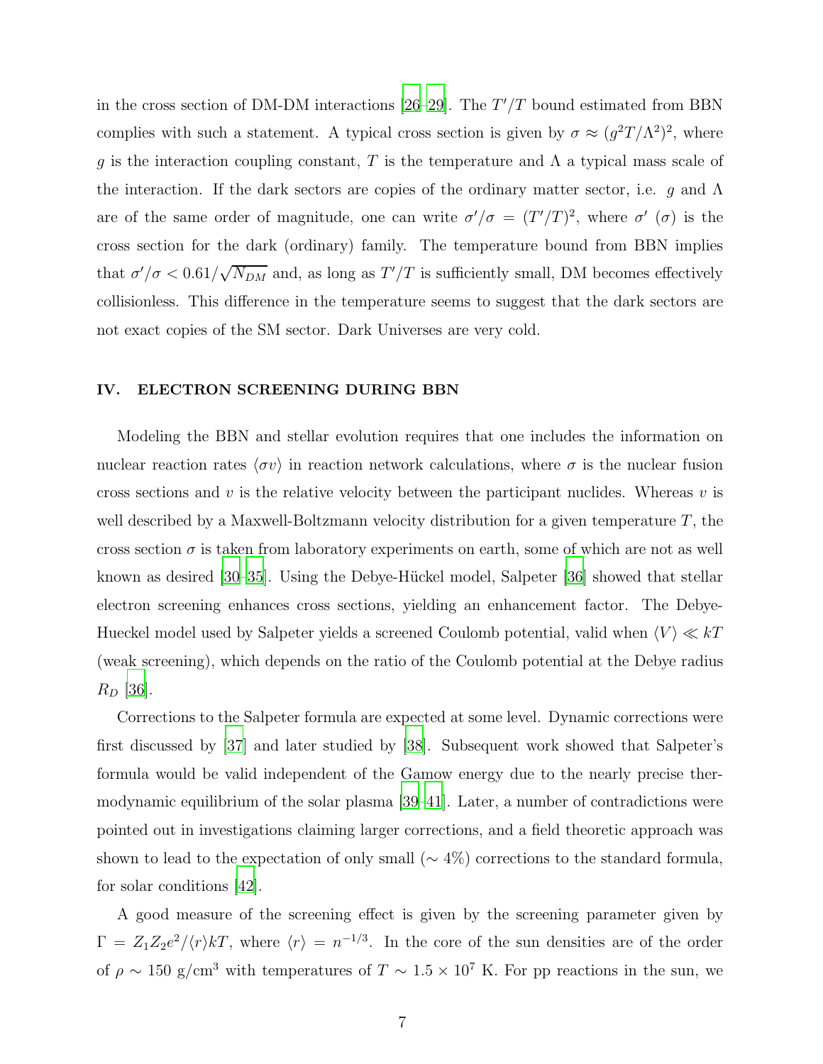in the cross section of DM-DM interactions [26–29]. The $T'/T$ bound estimated from BBN complies with such a statement. A typical cross section is given by $\sigma \approx (g^2 T/\Lambda^2)^2$, where $g$ is the interaction coupling constant, $T$ is the temperature and $\Lambda$ a typical mass scale of the interaction. If the dark sectors are copies of the ordinary matter sector, i.e. $g$ and $\Lambda$ are of the same order of magnitude, one can write $\sigma'/\sigma = (T'/T)^2$, where $\sigma'$ ($\sigma$) is the cross section for the dark (ordinary) family. The temperature bound from BBN implies that $\sigma'/\sigma < 0.61/\sqrt{N_{DM}}$ and, as long as $T'/T$ is sufficiently small, DM becomes effectively collisionless. This difference in the temperature seems to suggest that the dark sectors are not exact copies of the SM sector. Dark Universes are very cold.

## IV. ELECTRON SCREENING DURING BBN

Modeling the BBN and stellar evolution requires that one includes the information on nuclear reaction rates $\langle \sigma v \rangle$ in reaction network calculations, where $\sigma$ is the nuclear fusion cross sections and $v$ is the relative velocity between the participant nuclides. Whereas $v$ is well described by a Maxwell-Boltzmann velocity distribution for a given temperature $T$, the cross section $\sigma$ is taken from laboratory experiments on earth, some of which are not as well known as desired [30–35]. Using the Debye-Hückel model, Salpeter [36] showed that stellar electron screening enhances cross sections, yielding an enhancement factor. The Debye-Hueckel model used by Salpeter yields a screened Coulomb potential, valid when $\langle V \rangle \ll kT$ (weak screening), which depends on the ratio of the Coulomb potential at the Debye radius $R_D$ [36].

Corrections to the Salpeter formula are expected at some level. Dynamic corrections were first discussed by [37] and later studied by [38]. Subsequent work showed that Salpeter's formula would be valid independent of the Gamow energy due to the nearly precise thermodynamic equilibrium of the solar plasma [39–41]. Later, a number of contradictions were pointed out in investigations claiming larger corrections, and a field theoretic approach was shown to lead to the expectation of only small ($\sim 4\%$) corrections to the standard formula, for solar conditions [42].

A good measure of the screening effect is given by the screening parameter given by $\Gamma = Z_1 Z_2 e^2/\langle r \rangle kT$, where $\langle r \rangle = n^{-1/3}$. In the core of the sun densities are of the order of $\rho \sim 150$ g/cm$^3$ with temperatures of $T \sim 1.5 \times 10^7$ K. For pp reactions in the sun, we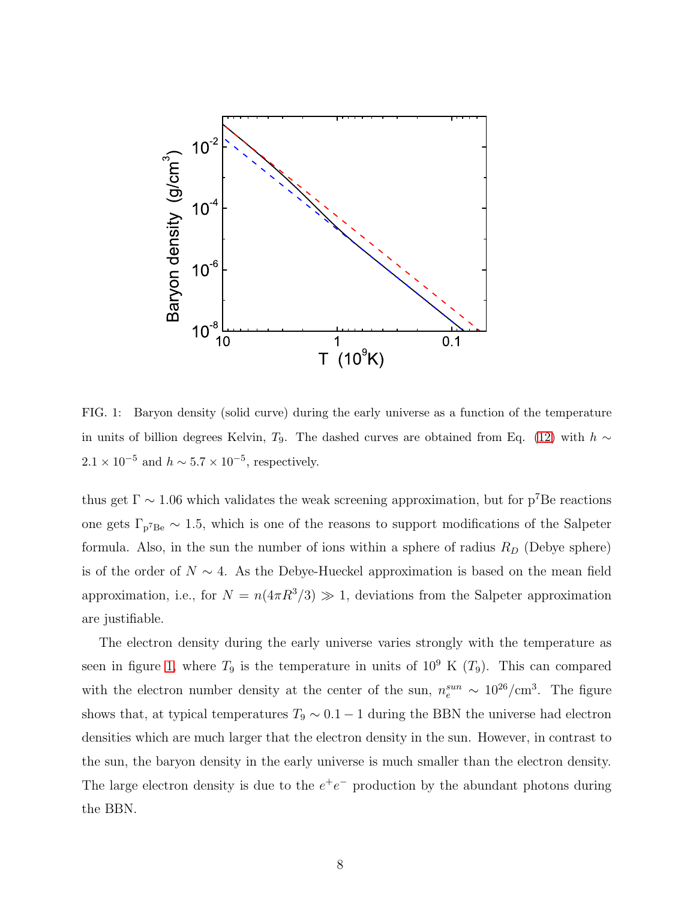FIG. 1: Baryon density (solid curve) during the early universe as a function of the temperature in units of billion degrees Kelvin, $T_9$. The dashed curves are obtained from Eq. (12) with $h \sim 2.1 \times 10^{-5}$ and $h \sim 5.7 \times 10^{-5}$, respectively.

thus get $\Gamma \sim 1.06$ which validates the weak screening approximation, but for p$^7$Be reactions one gets $\Gamma_{p^7Be} \sim 1.5$, which is one of the reasons to support modifications of the Salpeter formula. Also, in the sun the number of ions within a sphere of radius $R_D$ (Debye sphere) is of the order of $N \sim 4$. As the Debye-Hueckel approximation is based on the mean field approximation, i.e., for $N = n(4\pi R^3/3) \gg 1$, deviations from the Salpeter approximation are justifiable.

The electron density during the early universe varies strongly with the temperature as seen in figure 1, where $T_9$ is the temperature in units of $10^9$ K ($T_9$). This can compared with the electron number density at the center of the sun, $n_e^{sun} \sim 10^{26}/\text{cm}^3$. The figure shows that, at typical temperatures $T_9 \sim 0.1 - 1$ during the BBN the universe had electron densities which are much larger that the electron density in the sun. However, in contrast to the sun, the baryon density in the early universe is much smaller than the electron density. The large electron density is due to the $e^+e^-$ production by the abundant photons during the BBN.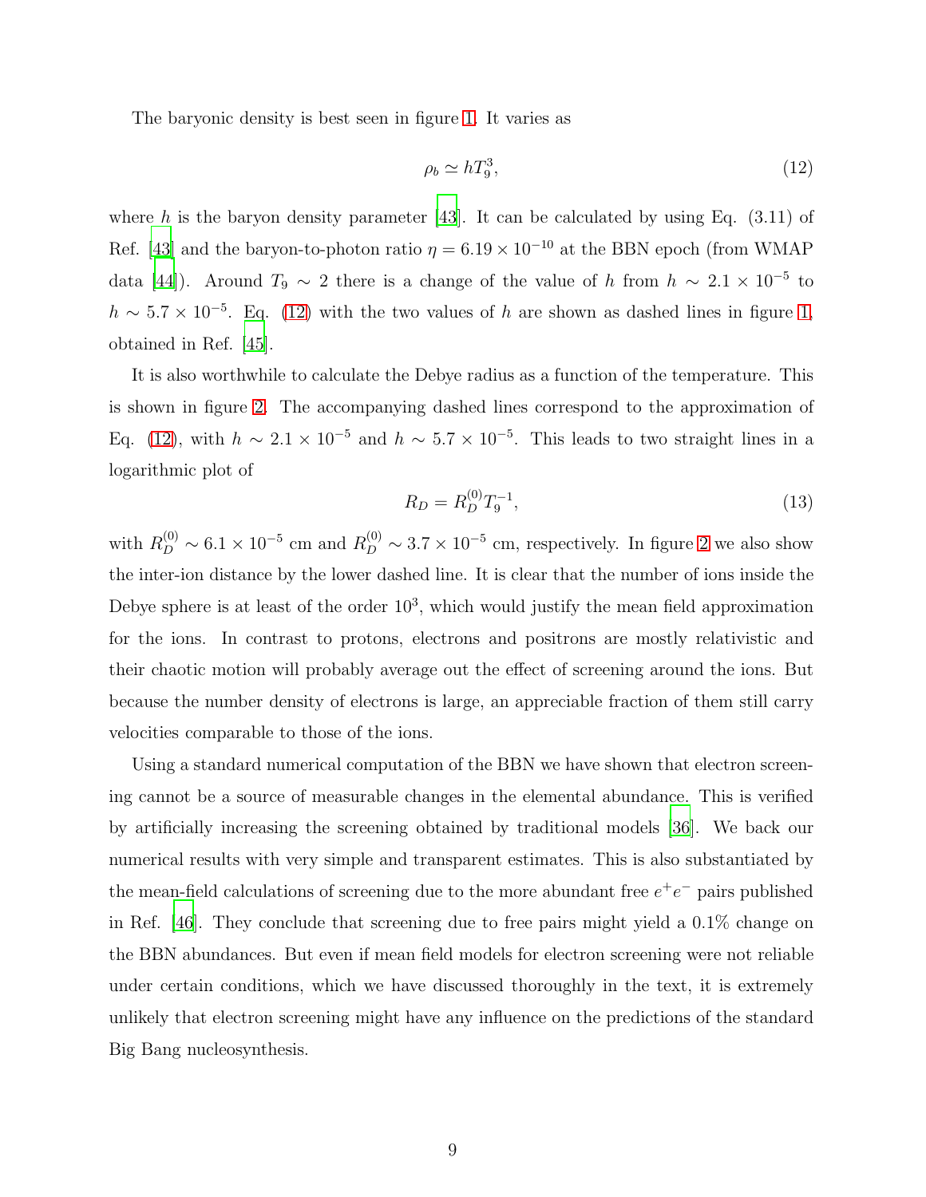The baryonic density is best seen in figure 1. It varies as

$$\rho_b \simeq h T_9^3, \tag{12}$$

where $h$ is the baryon density parameter [43]. It can be calculated by using Eq. (3.11) of Ref. [43] and the baryon-to-photon ratio $\eta = 6.19 \times 10^{-10}$ at the BBN epoch (from WMAP data [44]). Around $T_9 \sim 2$ there is a change of the value of $h$ from $h \sim 2.1 \times 10^{-5}$ to $h \sim 5.7 \times 10^{-5}$. Eq. (12) with the two values of $h$ are shown as dashed lines in figure 1, obtained in Ref. [45].

It is also worthwhile to calculate the Debye radius as a function of the temperature. This is shown in figure 2. The accompanying dashed lines correspond to the approximation of Eq. (12), with $h \sim 2.1 \times 10^{-5}$ and $h \sim 5.7 \times 10^{-5}$. This leads to two straight lines in a logarithmic plot of

$$R_D = R_D^{(0)} T_9^{-1}, \tag{13}$$

with $R_D^{(0)} \sim 6.1 \times 10^{-5}$ cm and $R_D^{(0)} \sim 3.7 \times 10^{-5}$ cm, respectively. In figure 2 we also show the inter-ion distance by the lower dashed line. It is clear that the number of ions inside the Debye sphere is at least of the order $10^3$, which would justify the mean field approximation for the ions. In contrast to protons, electrons and positrons are mostly relativistic and their chaotic motion will probably average out the effect of screening around the ions. But because the number density of electrons is large, an appreciable fraction of them still carry velocities comparable to those of the ions.

Using a standard numerical computation of the BBN we have shown that electron screening cannot be a source of measurable changes in the elemental abundance. This is verified by artificially increasing the screening obtained by traditional models [36]. We back our numerical results with very simple and transparent estimates. This is also substantiated by the mean-field calculations of screening due to the more abundant free $e^+e^-$ pairs published in Ref. [46]. They conclude that screening due to free pairs might yield a 0.1% change on the BBN abundances. But even if mean field models for electron screening were not reliable under certain conditions, which we have discussed thoroughly in the text, it is extremely unlikely that electron screening might have any influence on the predictions of the standard Big Bang nucleosynthesis.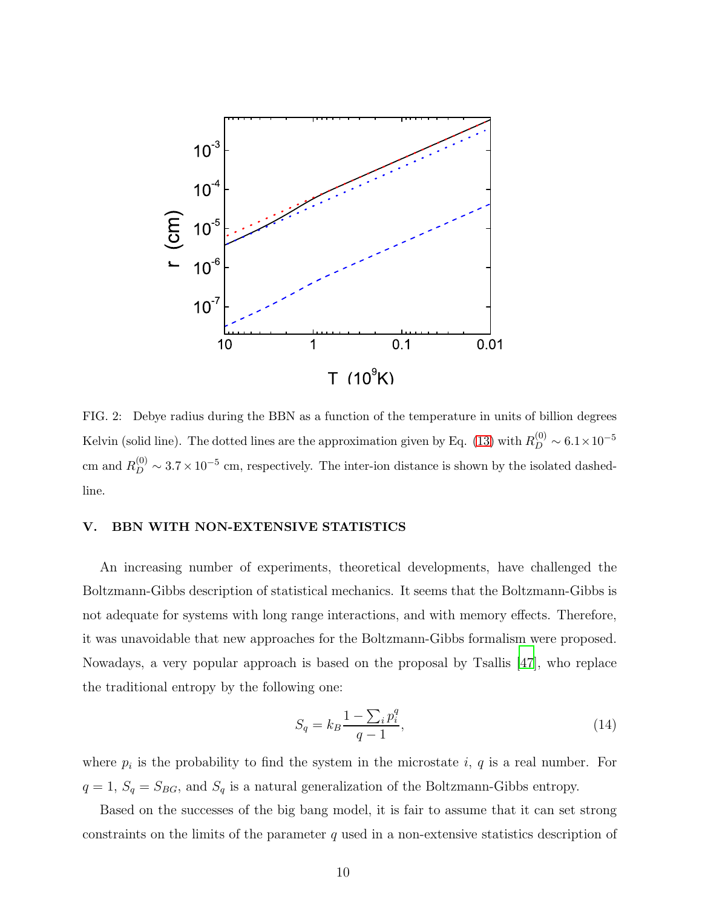FIG. 2: Debye radius during the BBN as a function of the temperature in units of billion degrees Kelvin (solid line). The dotted lines are the approximation given by Eq. (13) with $R_D^{(0)} \sim 6.1 \times 10^{-5}$ cm and $R_D^{(0)} \sim 3.7 \times 10^{-5}$ cm, respectively. The inter-ion distance is shown by the isolated dashed-line.

## V. BBN WITH NON-EXTENSIVE STATISTICS

An increasing number of experiments, theoretical developments, have challenged the Boltzmann-Gibbs description of statistical mechanics. It seems that the Boltzmann-Gibbs is not adequate for systems with long range interactions, and with memory effects. Therefore, it was unavoidable that new approaches for the Boltzmann-Gibbs formalism were proposed. Nowadays, a very popular approach is based on the proposal by Tsallis [47], who replace the traditional entropy by the following one:

$$S_q = k_B \frac{1 - \sum_i p_i^q}{q - 1}, \tag{14}$$

where $p_i$ is the probability to find the system in the microstate $i$, $q$ is a real number. For $q = 1$, $S_q = S_{BG}$, and $S_q$ is a natural generalization of the Boltzmann-Gibbs entropy.

Based on the successes of the big bang model, it is fair to assume that it can set strong constraints on the limits of the parameter $q$ used in a non-extensive statistics description of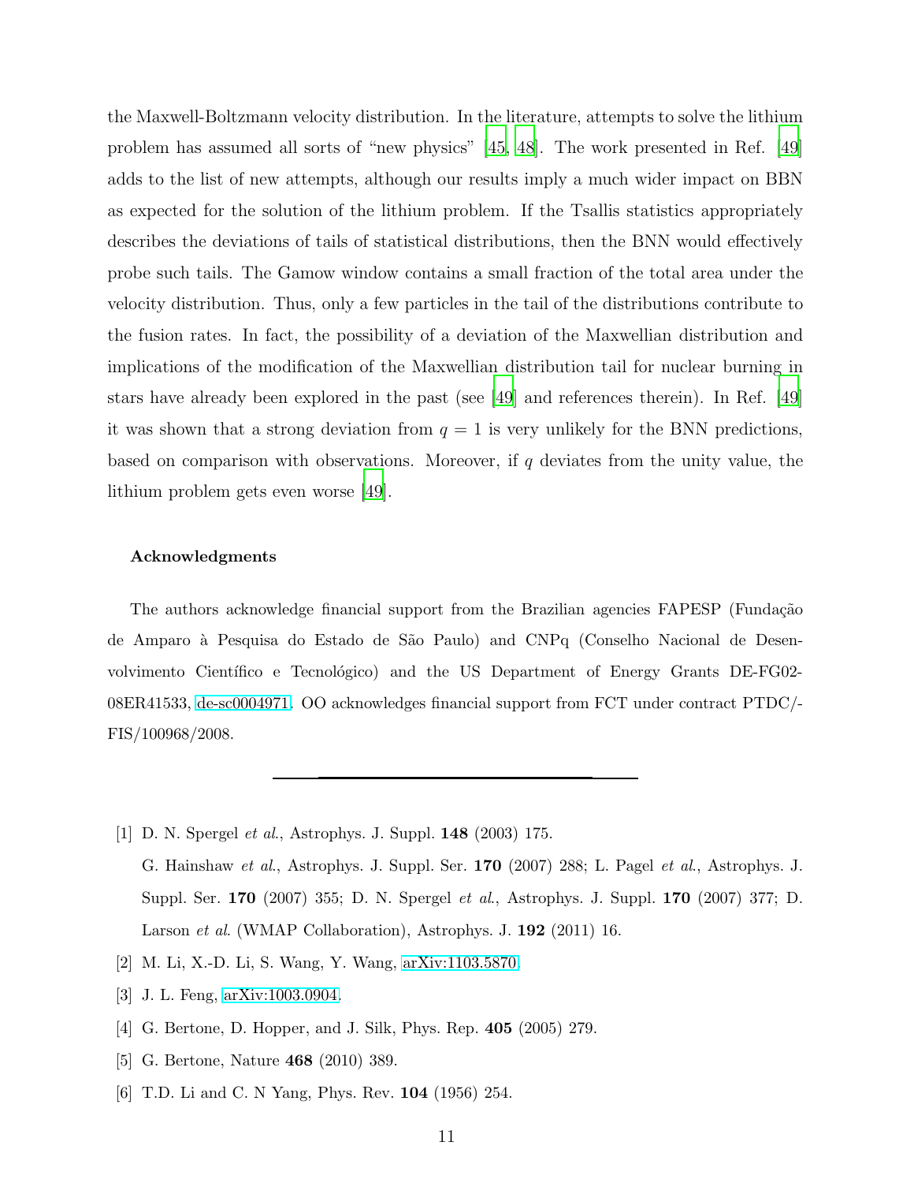the Maxwell-Boltzmann velocity distribution. In the literature, attempts to solve the lithium problem has assumed all sorts of "new physics" [45, 48]. The work presented in Ref. [49] adds to the list of new attempts, although our results imply a much wider impact on BBN as expected for the solution of the lithium problem. If the Tsallis statistics appropriately describes the deviations of tails of statistical distributions, then the BNN would effectively probe such tails. The Gamow window contains a small fraction of the total area under the velocity distribution. Thus, only a few particles in the tail of the distributions contribute to the fusion rates. In fact, the possibility of a deviation of the Maxwellian distribution and implications of the modification of the Maxwellian distribution tail for nuclear burning in stars have already been explored in the past (see [49] and references therein). In Ref. [49] it was shown that a strong deviation from $q = 1$ is very unlikely for the BNN predictions, based on comparison with observations. Moreover, if $q$ deviates from the unity value, the lithium problem gets even worse [49].

### Acknowledgments

The authors acknowledge financial support from the Brazilian agencies FAPESP (Fundação de Amparo à Pesquisa do Estado de São Paulo) and CNPq (Conselho Nacional de Desenvolvimento Científico e Tecnológico) and the US Department of Energy Grants DE-FG02-08ER41533, de-sc0004971. OO acknowledges financial support from FCT under contract PTDC/-FIS/100968/2008.

---

[1] D. N. Spergel *et al.*, Astrophys. J. Suppl. **148** (2003) 175.
G. Hainshaw *et al.*, Astrophys. J. Suppl. Ser. **170** (2007) 288; L. Pagel *et al.*, Astrophys. J. Suppl. Ser. **170** (2007) 355; D. N. Spergel *et al.*, Astrophys. J. Suppl. **170** (2007) 377; D. Larson *et al.* (WMAP Collaboration), Astrophys. J. **192** (2011) 16.

[2] M. Li, X.-D. Li, S. Wang, Y. Wang, arXiv:1103.5870.

[3] J. L. Feng, arXiv:1003.0904.

[4] G. Bertone, D. Hopper, and J. Silk, Phys. Rep. **405** (2005) 279.

[5] G. Bertone, Nature **468** (2010) 389.

[6] T.D. Li and C. N Yang, Phys. Rev. **104** (1956) 254.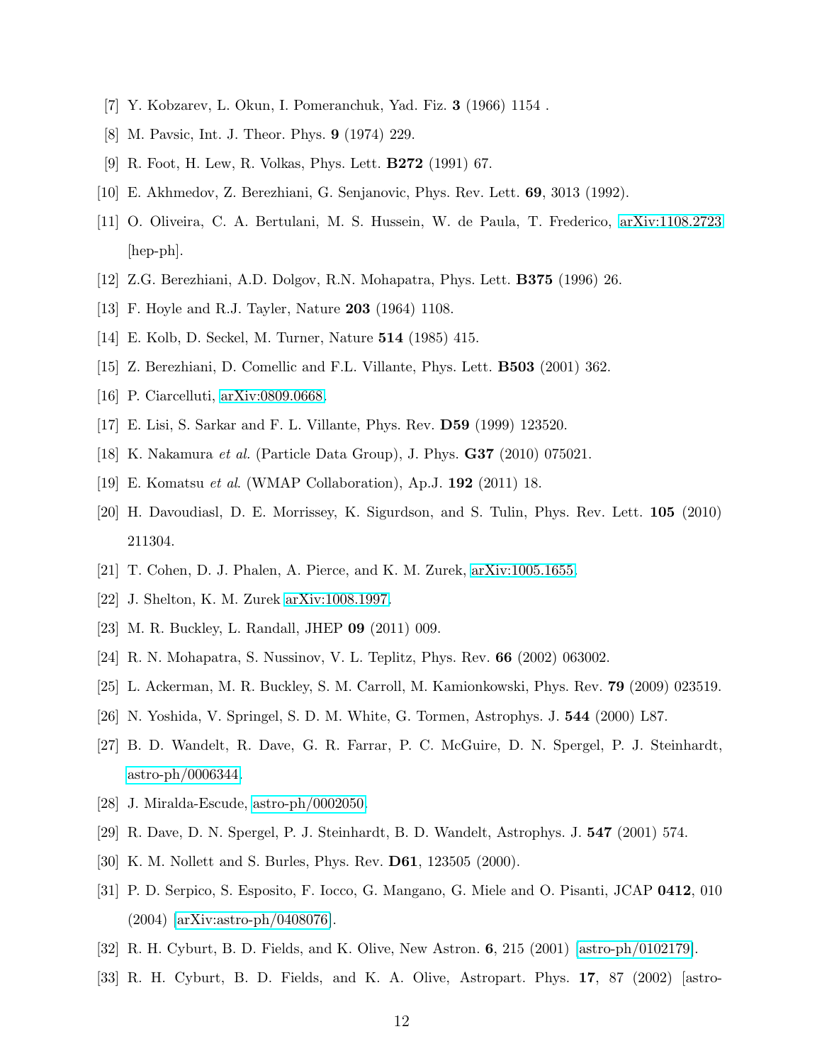[7] Y. Kobzarev, L. Okun, I. Pomeranchuk, Yad. Fiz. **3** (1966) 1154 .

[8] M. Pavsic, Int. J. Theor. Phys. **9** (1974) 229.

[9] R. Foot, H. Lew, R. Volkas, Phys. Lett. **B272** (1991) 67.

[10] E. Akhmedov, Z. Berezhiani, G. Senjanovic, Phys. Rev. Lett. **69**, 3013 (1992).

[11] O. Oliveira, C. A. Bertulani, M. S. Hussein, W. de Paula, T. Frederico, arXiv:1108.2723 [hep-ph].

[12] Z.G. Berezhiani, A.D. Dolgov, R.N. Mohapatra, Phys. Lett. **B375** (1996) 26.

[13] F. Hoyle and R.J. Tayler, Nature **203** (1964) 1108.

[14] E. Kolb, D. Seckel, M. Turner, Nature **514** (1985) 415.

[15] Z. Berezhiani, D. Comellic and F.L. Villante, Phys. Lett. **B503** (2001) 362.

[16] P. Ciarcelluti, arXiv:0809.0668.

[17] E. Lisi, S. Sarkar and F. L. Villante, Phys. Rev. **D59** (1999) 123520.

[18] K. Nakamura *et al.* (Particle Data Group), J. Phys. **G37** (2010) 075021.

[19] E. Komatsu *et al*. (WMAP Collaboration), Ap.J. **192** (2011) 18.

[20] H. Davoudiasl, D. E. Morrissey, K. Sigurdson, and S. Tulin, Phys. Rev. Lett. **105** (2010) 211304.

[21] T. Cohen, D. J. Phalen, A. Pierce, and K. M. Zurek, arXiv:1005.1655.

[22] J. Shelton, K. M. Zurek arXiv:1008.1997.

[23] M. R. Buckley, L. Randall, JHEP **09** (2011) 009.

[24] R. N. Mohapatra, S. Nussinov, V. L. Teplitz, Phys. Rev. **66** (2002) 063002.

[25] L. Ackerman, M. R. Buckley, S. M. Carroll, M. Kamionkowski, Phys. Rev. **79** (2009) 023519.

[26] N. Yoshida, V. Springel, S. D. M. White, G. Tormen, Astrophys. J. **544** (2000) L87.

[27] B. D. Wandelt, R. Dave, G. R. Farrar, P. C. McGuire, D. N. Spergel, P. J. Steinhardt, astro-ph/0006344.

[28] J. Miralda-Escude, astro-ph/0002050.

[29] R. Dave, D. N. Spergel, P. J. Steinhardt, B. D. Wandelt, Astrophys. J. **547** (2001) 574.

[30] K. M. Nollett and S. Burles, Phys. Rev. **D61**, 123505 (2000).

[31] P. D. Serpico, S. Esposito, F. Iocco, G. Mangano, G. Miele and O. Pisanti, JCAP **0412**, 010 (2004) [arXiv:astro-ph/0408076].

[32] R. H. Cyburt, B. D. Fields, and K. Olive, New Astron. **6**, 215 (2001) [astro-ph/0102179].

[33] R. H. Cyburt, B. D. Fields, and K. A. Olive, Astropart. Phys. **17**, 87 (2002) [astro-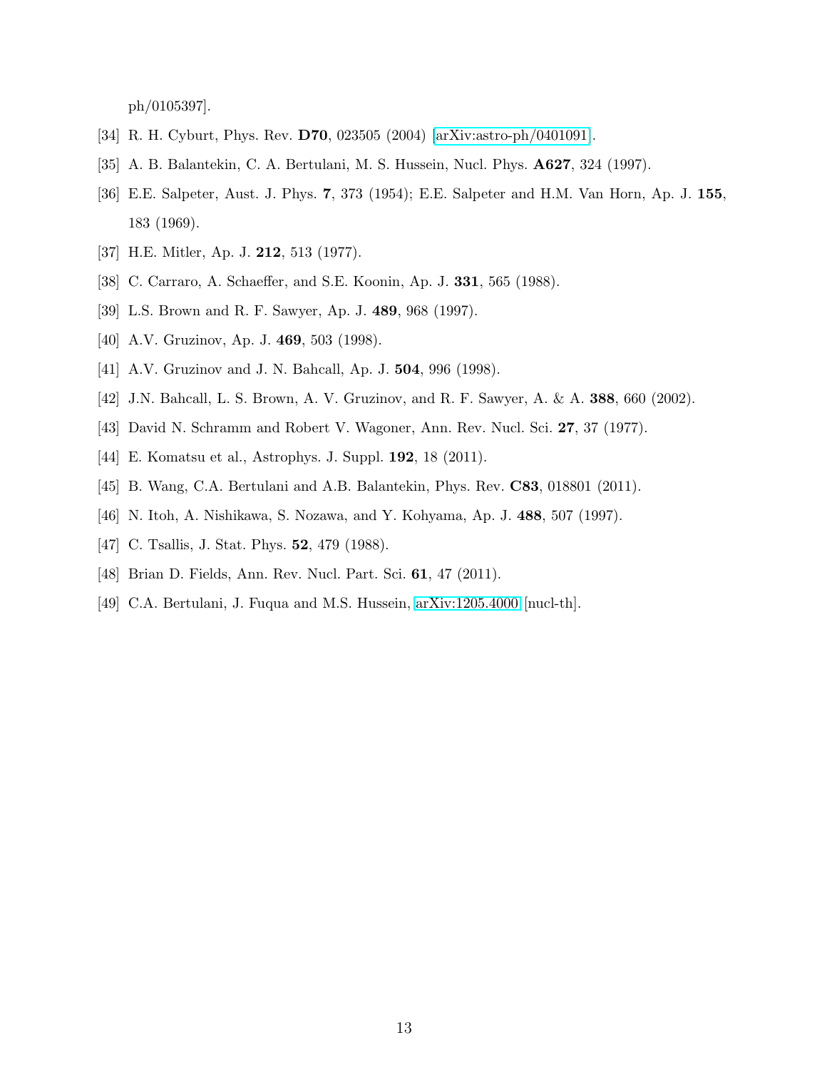ph/0105397].

[34] R. H. Cyburt, Phys. Rev. **D70**, 023505 (2004) [arXiv:astro-ph/0401091].

[35] A. B. Balantekin, C. A. Bertulani, M. S. Hussein, Nucl. Phys. **A627**, 324 (1997).

[36] E.E. Salpeter, Aust. J. Phys. **7**, 373 (1954); E.E. Salpeter and H.M. Van Horn, Ap. J. **155**, 183 (1969).

[37] H.E. Mitler, Ap. J. **212**, 513 (1977).

[38] C. Carraro, A. Schaeffer, and S.E. Koonin, Ap. J. **331**, 565 (1988).

[39] L.S. Brown and R. F. Sawyer, Ap. J. **489**, 968 (1997).

[40] A.V. Gruzinov, Ap. J. **469**, 503 (1998).

[41] A.V. Gruzinov and J. N. Bahcall, Ap. J. **504**, 996 (1998).

[42] J.N. Bahcall, L. S. Brown, A. V. Gruzinov, and R. F. Sawyer, A. & A. **388**, 660 (2002).

[43] David N. Schramm and Robert V. Wagoner, Ann. Rev. Nucl. Sci. **27**, 37 (1977).

[44] E. Komatsu et al., Astrophys. J. Suppl. **192**, 18 (2011).

[45] B. Wang, C.A. Bertulani and A.B. Balantekin, Phys. Rev. **C83**, 018801 (2011).

[46] N. Itoh, A. Nishikawa, S. Nozawa, and Y. Kohyama, Ap. J. **488**, 507 (1997).

[47] C. Tsallis, J. Stat. Phys. **52**, 479 (1988).

[48] Brian D. Fields, Ann. Rev. Nucl. Part. Sci. **61**, 47 (2011).

[49] C.A. Bertulani, J. Fuqua and M.S. Hussein, arXiv:1205.4000 [nucl-th].